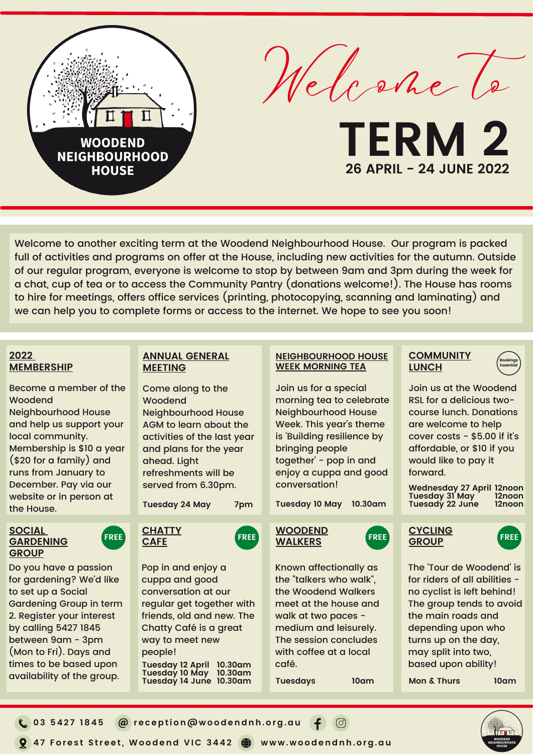WOODEND NEIGHBOURHOOD HOUSE

# Welcome To TERM 2

**26 APRIL - 24 JUNE 2022**

Welcome to another exciting term at the Woodend Neighbourhood House. Our program is packed full of activities and programs on offer at the House, including new activities for the autumn. Outside of our regular program, everyone is welcome to stop by between 9am and 3pm during the week for a chat, cup of tea or to access the Community Pantry (donations welcome!). The House has rooms to hire for meetings, offers office services (printing, photocopying, scanning and laminating) and we can help you to complete forms or access to the internet. We hope to see you soon!

## 2022 MEMBERSHIP

Become a member of the Woodend Neighbourhood House and help us support your local community. Membership is $10 a year ($20 for a family) and runs from January to December. Pay via our website or in person at the House.

## ANNUAL GENERAL MEETING

Come along to the Woodend Neighbourhood House AGM to learn about the activities of the last year and plans for the year ahead. Light refreshments will be served from 6.30pm.

**Tuesday 24 May 7pm**

## NEIGHBOURHOOD HOUSE WEEK MORNING TEA

Join us for a special morning tea to celebrate Neighbourhood House Week. This year's theme is 'Building resilience by bringing people together' - pop in and enjoy a cuppa and good conversation!

**Tuesday 10 May 10.30am**

## COMMUNITY LUNCH

Bookings Essential

Join us at the Woodend RSL for a delicious two-course lunch. Donations are welcome to help cover costs - $5.00 if it's affordable, or $10 if you would like to pay it forward.

**Wednesday 27 April 12noon**
**Tuesday 31 May 12noon**
**Tuesady 22 June 12noon**

## SOCIAL GARDENING GROUP

FREE

Do you have a passion for gardening? We'd like to set up a Social Gardening Group in term 2. Register your interest by calling 5427 1845 between 9am - 3pm (Mon to Fri). Days and times to be based upon availability of the group.

## CHATTY CAFE

FREE

Pop in and enjoy a cuppa and good conversation at our regular get together with friends, old and new. The Chatty Café is a great way to meet new people!

**Tuesday 12 April 10.30am**
**Tuesday 10 May 10.30am**
**Tuesday 14 June 10.30am**

## WOODEND WALKERS

FREE

Known affectionally as the "talkers who walk", the Woodend Walkers meet at the house and walk at two paces - medium and leisurely. The session concludes with coffee at a local café.

**Tuesdays 10am**

## CYCLING GROUP

FREE

The 'Tour de Woodend' is for riders of all abilities - no cyclist is left behind! The group tends to avoid the main roads and depending upon who turns up on the day, may split into two, based upon ability!

**Mon & Thurs 10am**

03 5427 1845 | reception@woodendnh.org.au

47 Forest Street, Woodend VIC 3442 | www.woodendnh.org.au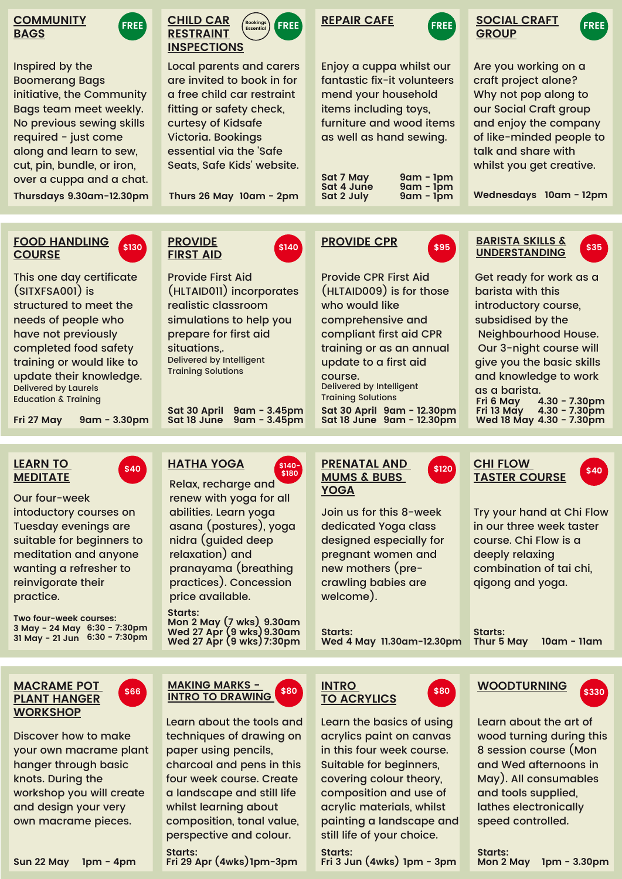## COMMUNITY BAGS

FREE

Inspired by the Boomerang Bags initiative, the Community Bags team meet weekly. No previous sewing skills required - just come along and learn to sew, cut, pin, bundle, or iron, over a cuppa and a chat.

**Thursdays 9.30am-12.30pm**

## CHILD CAR RESTRAINT INSPECTIONS

Bookings Essential

FREE

Local parents and carers are invited to book in for a free child car restraint fitting or safety check, curtesy of Kidsafe Victoria. Bookings essential via the 'Safe Seats, Safe Kids' website.

**Thurs 26 May 10am - 2pm**

## REPAIR CAFE

FREE

Enjoy a cuppa whilst our fantastic fix-it volunteers mend your household items including toys, furniture and wood items as well as hand sewing.

**Sat 7 May 9am - 1pm**
**Sat 4 June 9am - 1pm**
**Sat 2 July 9am - 1pm**

## SOCIAL CRAFT GROUP

FREE

Are you working on a craft project alone? Why not pop along to our Social Craft group and enjoy the company of like-minded people to talk and share with whilst you get creative.

**Wednesdays 10am - 12pm**

## FOOD HANDLING COURSE

$130

This one day certificate (SITXFSA001) is structured to meet the needs of people who have not previously completed food safety training or would like to update their knowledge.

Delivered by Laurels Education & Training

**Fri 27 May 9am - 3.30pm**

## PROVIDE FIRST AID

$140

Provide First Aid (HLTAID011) incorporates realistic classroom simulations to help you prepare for first aid situations,.

Delivered by Intelligent Training Solutions

**Sat 30 April 9am - 3.45pm**
**Sat 18 June 9am - 3.45pm**

## PROVIDE CPR

$95

Provide CPR First Aid (HLTAID009) is for those who would like comprehensive and compliant first aid CPR training or as an annual update to a first aid course.

Delivered by Intelligent Training Solutions

**Sat 30 April 9am - 12.30pm**
**Sat 18 June 9am - 12.30pm**

## BARISTA SKILLS & UNDERSTANDING

$35

Get ready for work as a barista with this introductory course, subsidised by the Neighbourhood House. Our 3-night course will give you the basic skills and knowledge to work as a barista.

**Fri 6 May 4.30 - 7.30pm**
**Fri 13 May 4.30 - 7.30pm**
**Wed 18 May 4.30 - 7.30pm**

## LEARN TO MEDITATE

$40

Our four-week intoductory courses on Tuesday evenings are suitable for beginners to meditation and anyone wanting a refresher to reinvigorate their practice.

**Two four-week courses:**
**3 May - 24 May 6:30 - 7:30pm**
**31 May - 21 Jun 6:30 - 7:30pm**

## HATHA YOGA

$140-$180

Relax, recharge and renew with yoga for all abilities. Learn yoga asana (postures), yoga nidra (guided deep relaxation) and pranayama (breathing practices). Concession price available.

**Starts:**
**Mon 2 May (7 wks) 9.30am**
**Wed 27 Apr (9 wks) 9.30am**
**Wed 27 Apr (9 wks) 7:30pm**

## PRENATAL AND MUMS & BUBS YOGA

$120

Join us for this 8-week dedicated Yoga class designed especially for pregnant women and new mothers (pre-crawling babies are welcome).

**Starts:**
**Wed 4 May 11.30am-12.30pm**

## CHI FLOW TASTER COURSE

$40

Try your hand at Chi Flow in our three week taster course. Chi Flow is a deeply relaxing combination of tai chi, qigong and yoga.

**Starts:**
**Thur 5 May 10am - 11am**

## MACRAME POT PLANT HANGER WORKSHOP

$66

Discover how to make your own macrame plant hanger through basic knots. During the workshop you will create and design your very own macrame pieces.

**Sun 22 May 1pm - 4pm**

## MAKING MARKS - INTRO TO DRAWING

$80

Learn about the tools and techniques of drawing on paper using pencils, charcoal and pens in this four week course. Create a landscape and still life whilst learning about composition, tonal value, perspective and colour.

**Starts:**
**Fri 29 Apr (4wks) 1pm-3pm**

## INTRO TO ACRYLICS

$80

Learn the basics of using acrylics paint on canvas in this four week course. Suitable for beginners, covering colour theory, composition and use of acrylic materials, whilst painting a landscape and still life of your choice.

**Starts:**
**Fri 3 Jun (4wks) 1pm - 3pm**

## WOODTURNING

$330

Learn about the art of wood turning during this 8 session course (Mon and Wed afternoons in May). All consumables and tools supplied, lathes electronically speed controlled.

**Starts:**
**Mon 2 May 1pm - 3.30pm**